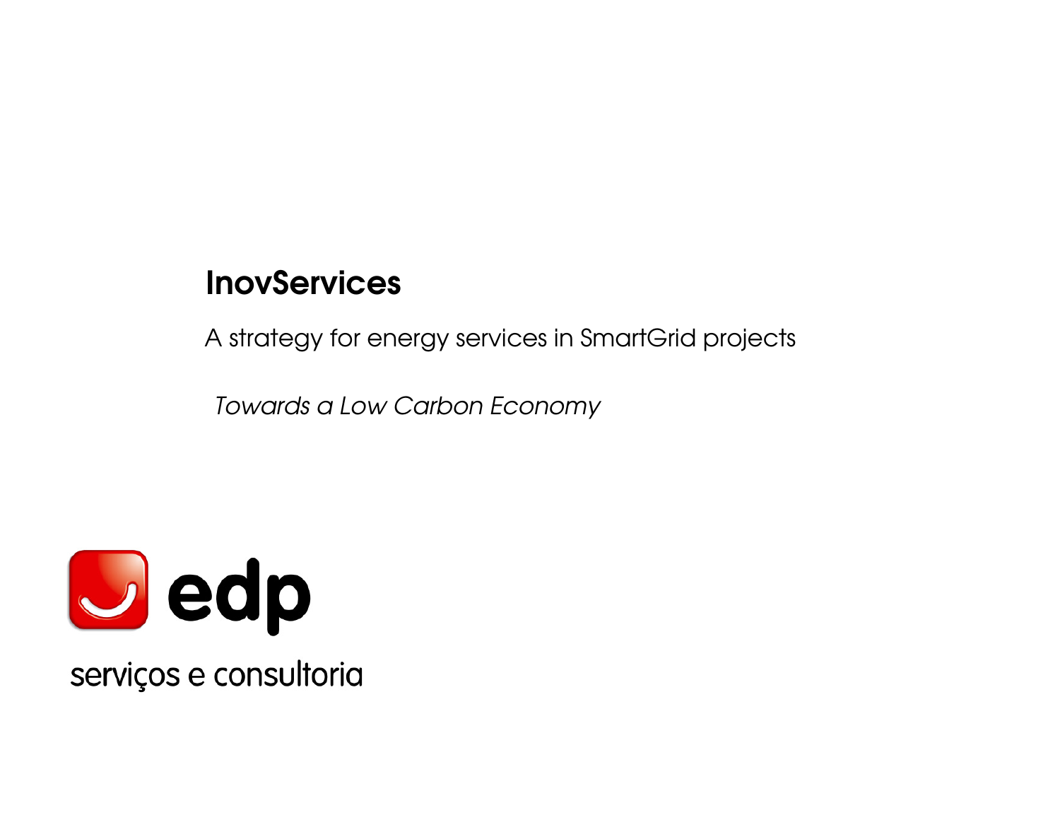# InovServices

A strategy for energy services in SmartGrid projects

*Towards a Low Carbon Economy*

edp

serviços e consultoria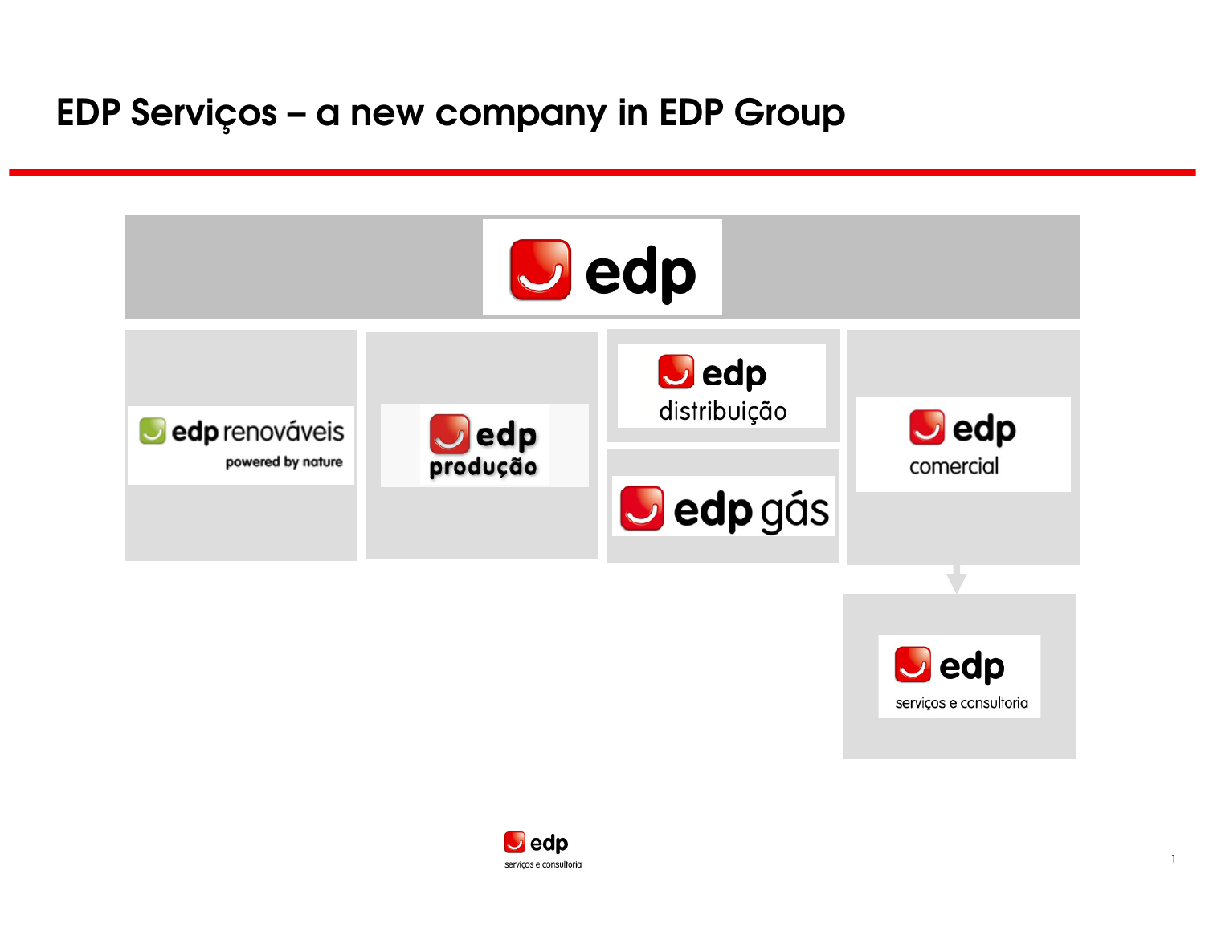# EDP Serviços – a new company in EDP Group

edp

edp renováveis
powered by nature

edp
produção

edp
distribuição

edp gás

edp
comercial

edp
serviços e consultoria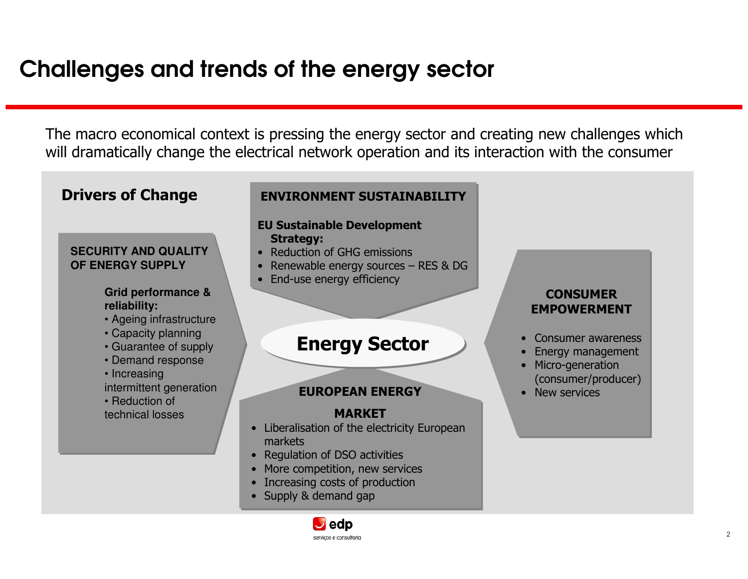# Challenges and trends of the energy sector

The macro economical context is pressing the energy sector and creating new challenges which will dramatically change the electrical network operation and its interaction with the consumer

## Drivers of Change

### SECURITY AND QUALITY OF ENERGY SUPPLY

**Grid performance & reliability:**

- Ageing infrastructure
- Capacity planning
- Guarantee of supply
- Demand response
- Increasing intermittent generation
- Reduction of technical losses

### ENVIRONMENT SUSTAINABILITY

**EU Sustainable Development Strategy:**

- Reduction of GHG emissions
- Renewable energy sources – RES & DG
- End-use energy efficiency

### Energy Sector

### EUROPEAN ENERGY MARKET

- Liberalisation of the electricity European markets
- Regulation of DSO activities
- More competition, new services
- Increasing costs of production
- Supply & demand gap

### CONSUMER EMPOWERMENT

- Consumer awareness
- Energy management
- Micro-generation (consumer/producer)
- New services

edp serviços e consultoria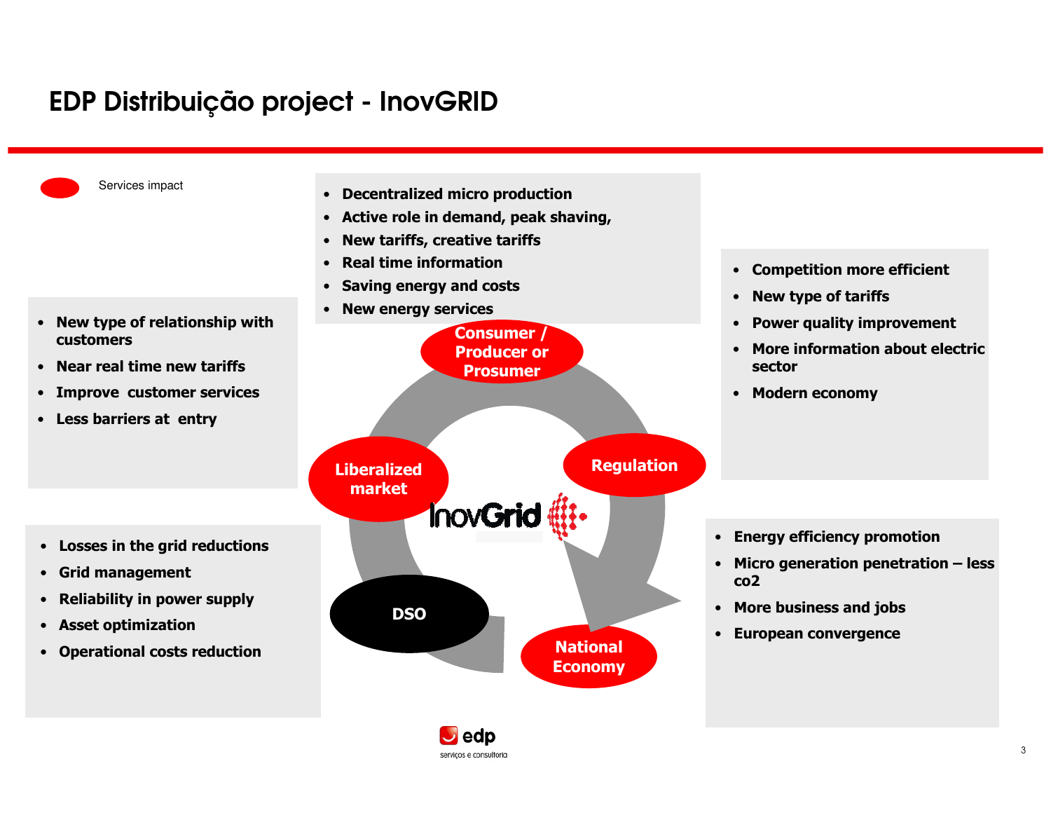# EDP Distribuição project - InovGRID

Services impact

- Decentralized micro production
- Active role in demand, peak shaving,
- New tariffs, creative tariffs
- Real time information
- Saving energy and costs
- New energy services

Consumer / Producer or Prosumer

- New type of relationship with customers
- Near real time new tariffs
- Improve customer services
- Less barriers at entry

Liberalized market

- Competition more efficient
- New type of tariffs
- Power quality improvement
- More information about electric sector
- Modern economy

Regulation

InovGrid

- Losses in the grid reductions
- Grid management
- Reliability in power supply
- Asset optimization
- Operational costs reduction

DSO

- Energy efficiency promotion
- Micro generation penetration – less co2
- More business and jobs
- European convergence

National Economy

edp serviços e consultoria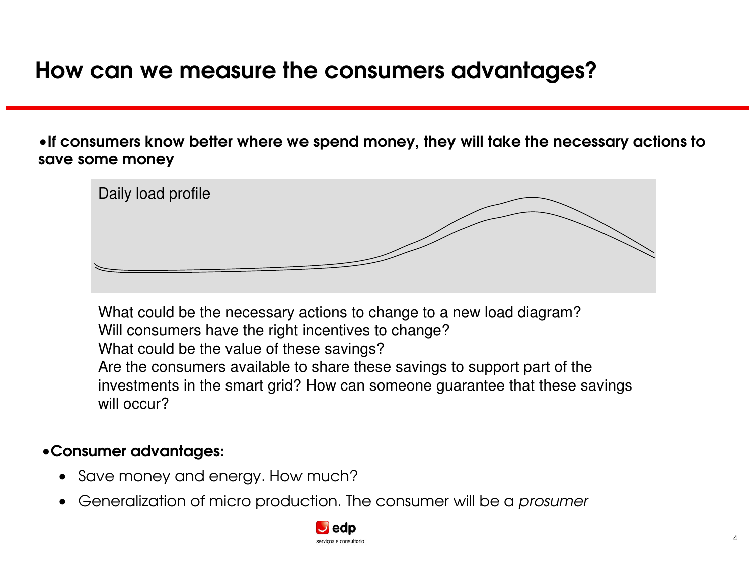# How can we measure the consumers advantages?

- **If consumers know better where we spend money, they will take the necessary actions to save some money**

Daily load profile

What could be the necessary actions to change to a new load diagram?
Will consumers have the right incentives to change?
What could be the value of these savings?
Are the consumers available to share these savings to support part of the investments in the smart grid? How can someone guarantee that these savings will occur?

- **Consumer advantages:**
  - Save money and energy. How much?
  - Generalization of micro production. The consumer will be a *prosumer*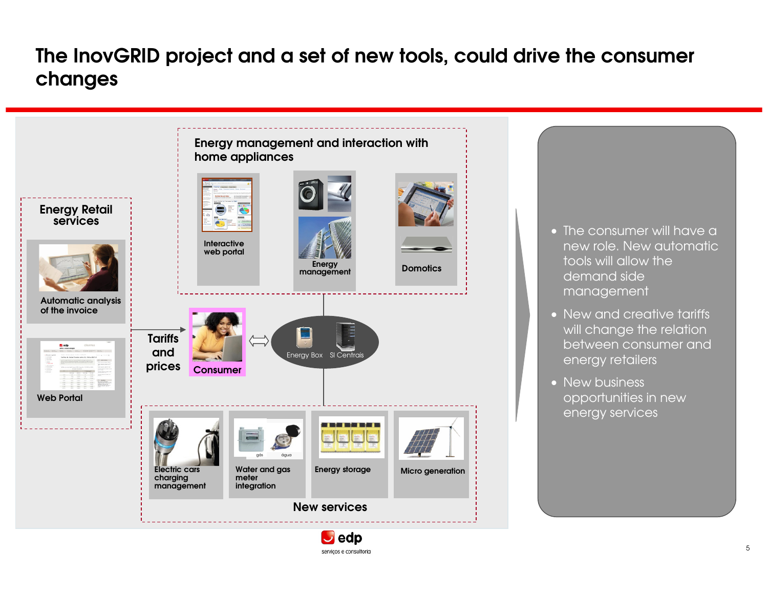# The InovGRID project and a set of new tools, could drive the consumer changes

## Energy Retail services

- Automatic analysis of the invoice
- Web Portal

## Energy management and interaction with home appliances

- Interactive web portal
- Energy management
- Domotics

Tariffs and prices

Consumer

Energy Box

SI Centrais

## New services

- Electric cars charging management
- Water and gas meter integration
- Energy storage
- Micro generation

gás

água

- The consumer will have a new role. New automatic tools will allow the demand side management
- New and creative tariffs will change the relation between consumer and energy retailers
- New business opportunities in new energy services

edp

serviços e consultoria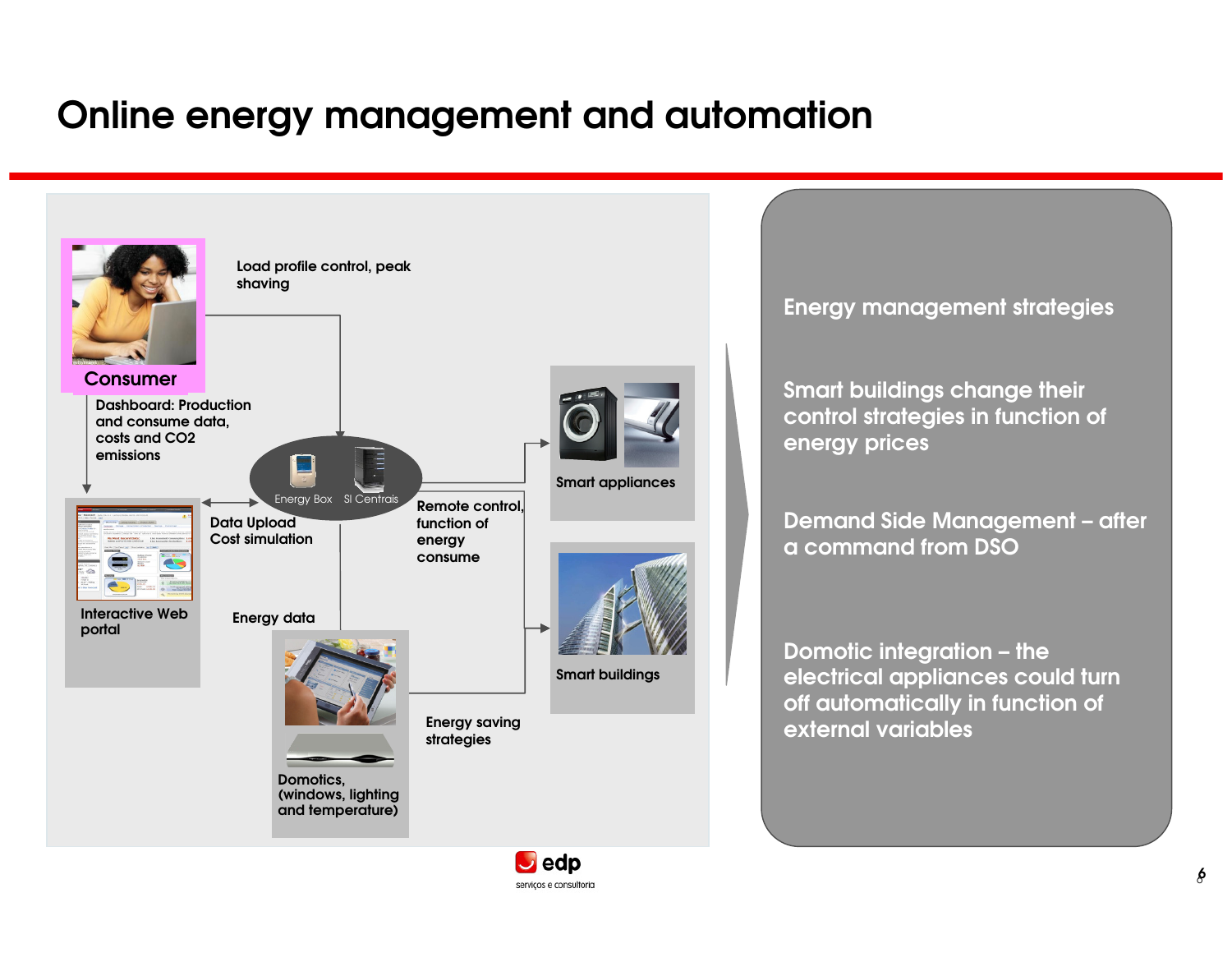# Online energy management and automation

Consumer

Load profile control, peak shaving

Dashboard: Production and consume data, costs and CO2 emissions

Energy Box

SI Centrais

Interactive Web portal

Data Upload
Cost simulation

Remote control, function of energy consume

Smart appliances

Smart buildings

Energy data

Domotics, (windows, lighting and temperature)

Energy saving strategies

Energy management strategies

Smart buildings change their control strategies in function of energy prices

Demand Side Management – after a command from DSO

Domotic integration – the electrical appliances could turn off automatically in function of external variables

edp
serviços e consultoria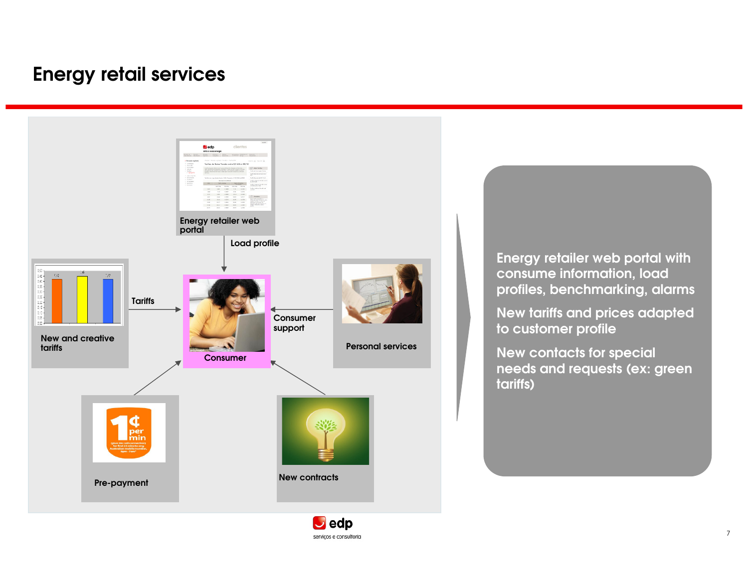# Energy retail services

Energy retailer web portal

Load profile

Tariffs

New and creative tariffs

Consumer

Consumer support

Personal services

Pre-payment

New contracts

Energy retailer web portal with consume information, load profiles, benchmarking, alarms

New tariffs and prices adapted to customer profile

New contacts for special needs and requests (ex: green tariffs)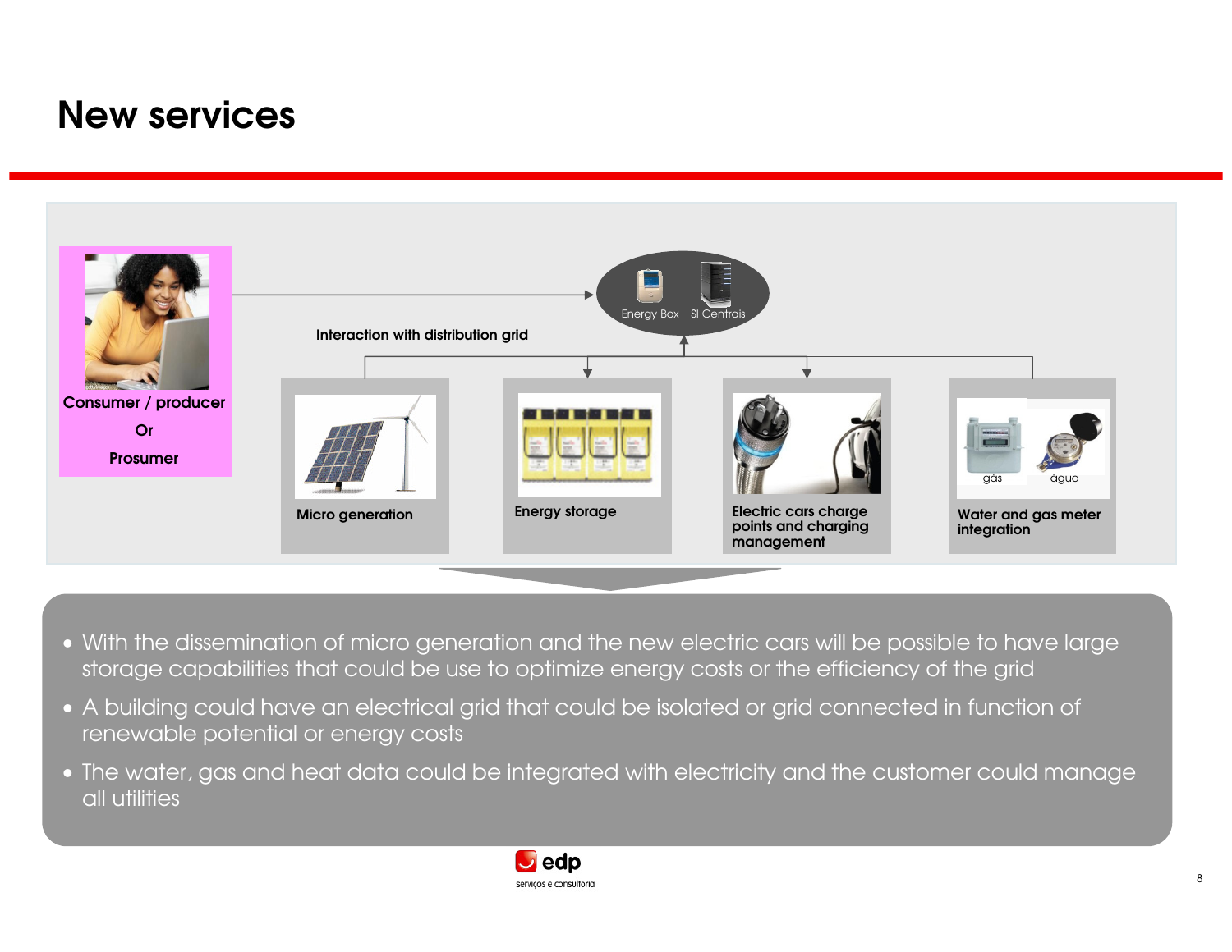# New services

Consumer / producer

Or

Prosumer

Energy Box

SI Centrais

Interaction with distribution grid

Micro generation

Energy storage

Electric cars charge points and charging management

gás

água

Water and gas meter integration

- With the dissemination of micro generation and the new electric cars will be possible to have large storage capabilities that could be use to optimize energy costs or the efficiency of the grid
- A building could have an electrical grid that could be isolated or grid connected in function of renewable potential or energy costs
- The water, gas and heat data could be integrated with electricity and the customer could manage all utilities

edp

serviços e consultoria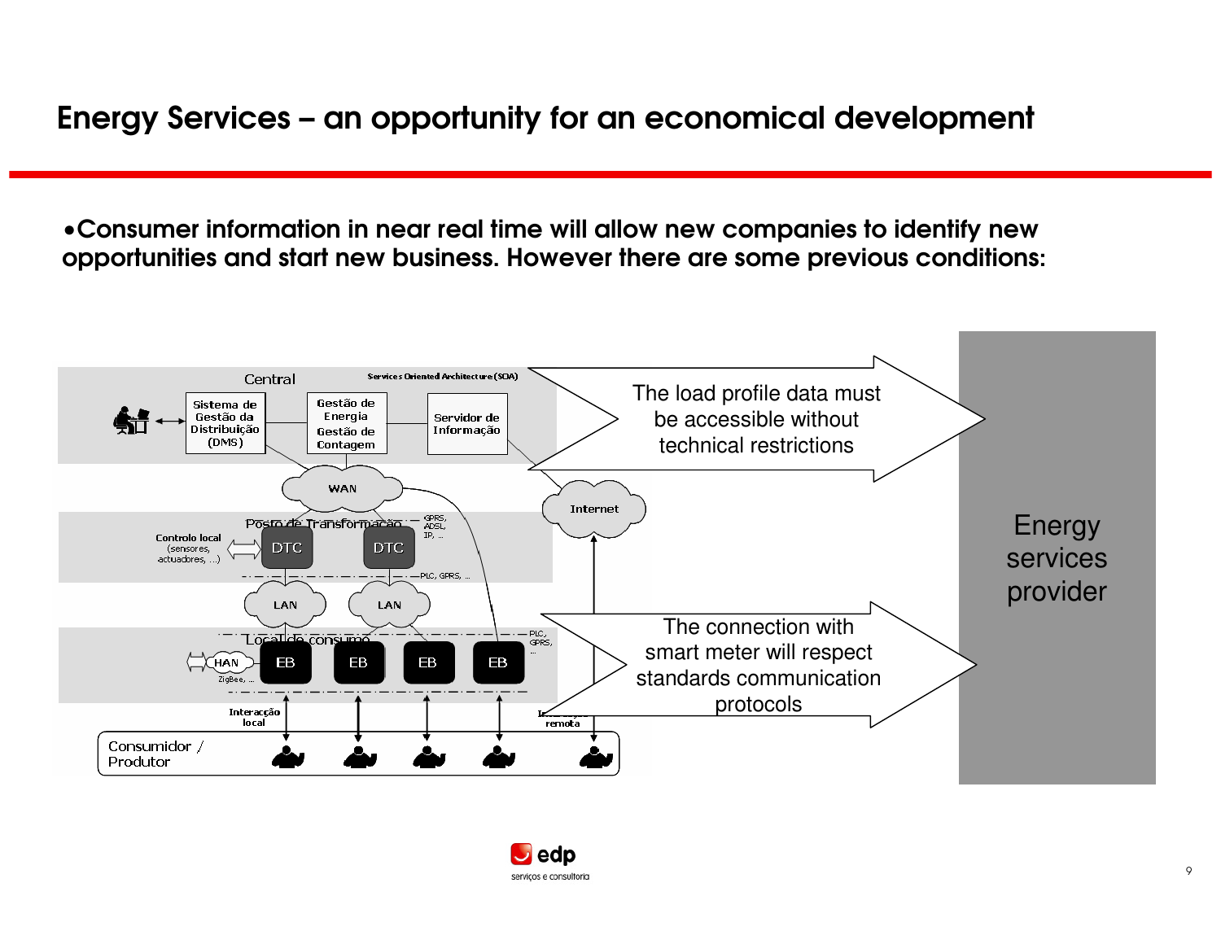# Energy Services – an opportunity for an economical development

- Consumer information in near real time will allow new companies to identify new opportunities and start new business. However there are some previous conditions:

Central

Services Oriented Architecture (SOA)

Sistema de Gestão da Distribuição (DMS)

Gestão de Energia

Gestão de Contagem

Servidor de Informação

WAN

Internet

Posto de Transformação

GPRS, ADSL, IP, ...

Controlo local (sensores, actuadores, ...)

DTC

DTC

PLC, GPRS, ...

LAN

LAN

Local de consumo

PLC, GPRS, ...

HAN

ZigBee, ...

EB

EB

EB

EB

Interacção local

Interacção remota

Consumidor / Produtor

The load profile data must be accessible without technical restrictions

The connection with smart meter will respect standards communication protocols

Energy services provider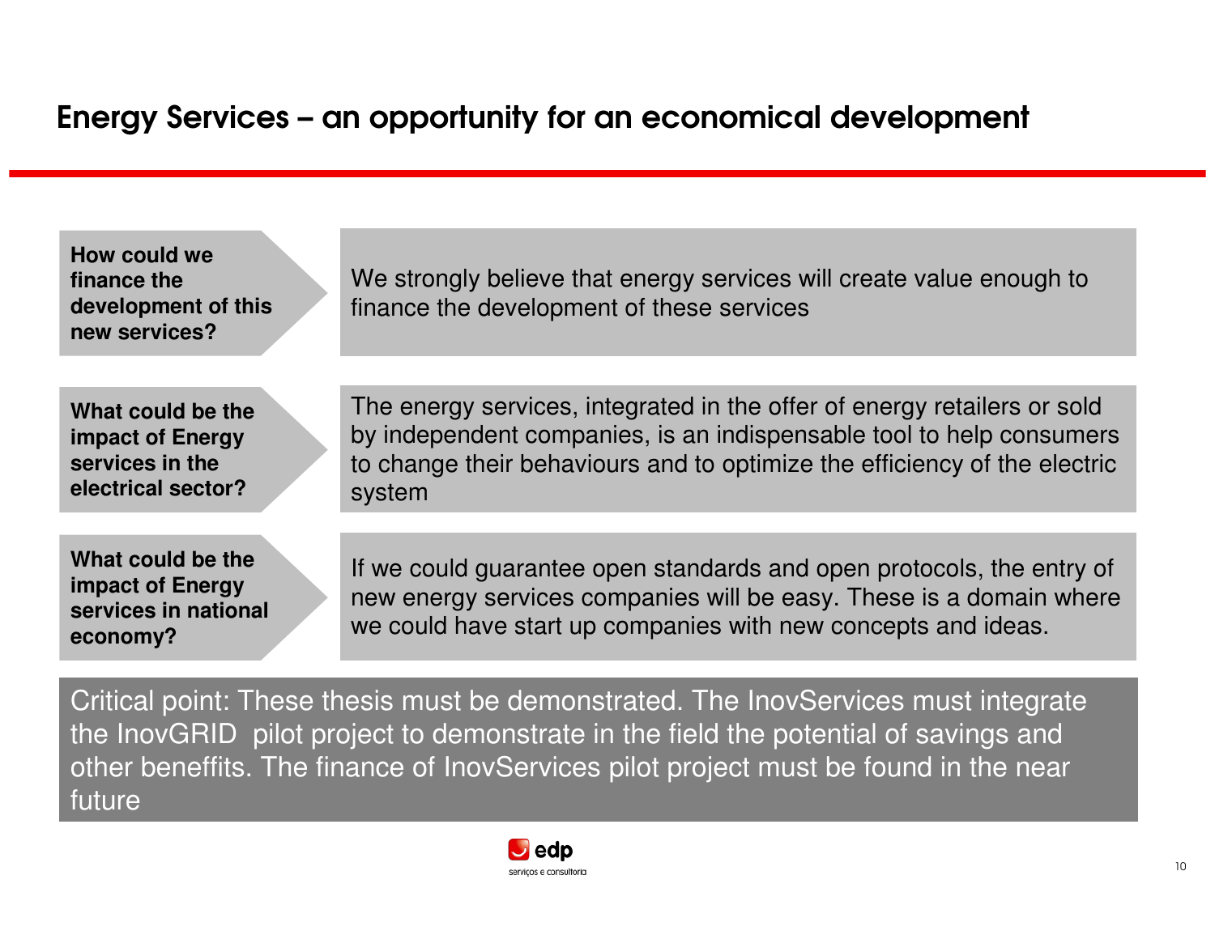# Energy Services – an opportunity for an economical development

**How could we finance the development of this new services?**

We strongly believe that energy services will create value enough to finance the development of these services

**What could be the impact of Energy services in the electrical sector?**

The energy services, integrated in the offer of energy retailers or sold by independent companies, is an indispensable tool to help consumers to change their behaviours and to optimize the efficiency of the electric system

**What could be the impact of Energy services in national economy?**

If we could guarantee open standards and open protocols, the entry of new energy services companies will be easy. These is a domain where we could have start up companies with new concepts and ideas.

Critical point: These thesis must be demonstrated. The InovServices must integrate the InovGRID pilot project to demonstrate in the field the potential of savings and other beneffits. The finance of InovServices pilot project must be found in the near future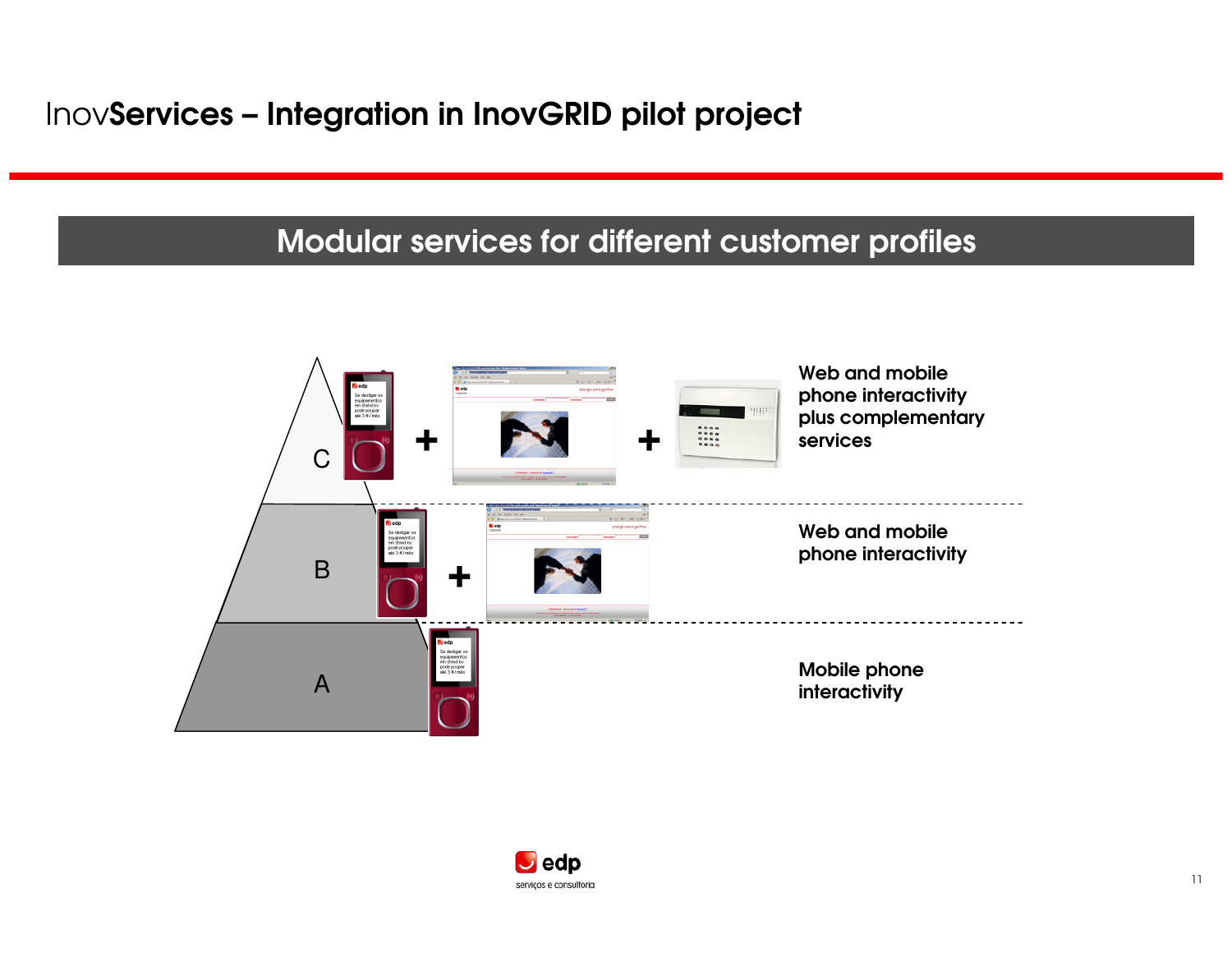# InovServices – Integration in InovGRID pilot project

## Modular services for different customer profiles

C

B

A

Web and mobile phone interactivity plus complementary services

Web and mobile phone interactivity

Mobile phone interactivity

edp
serviços e consultoria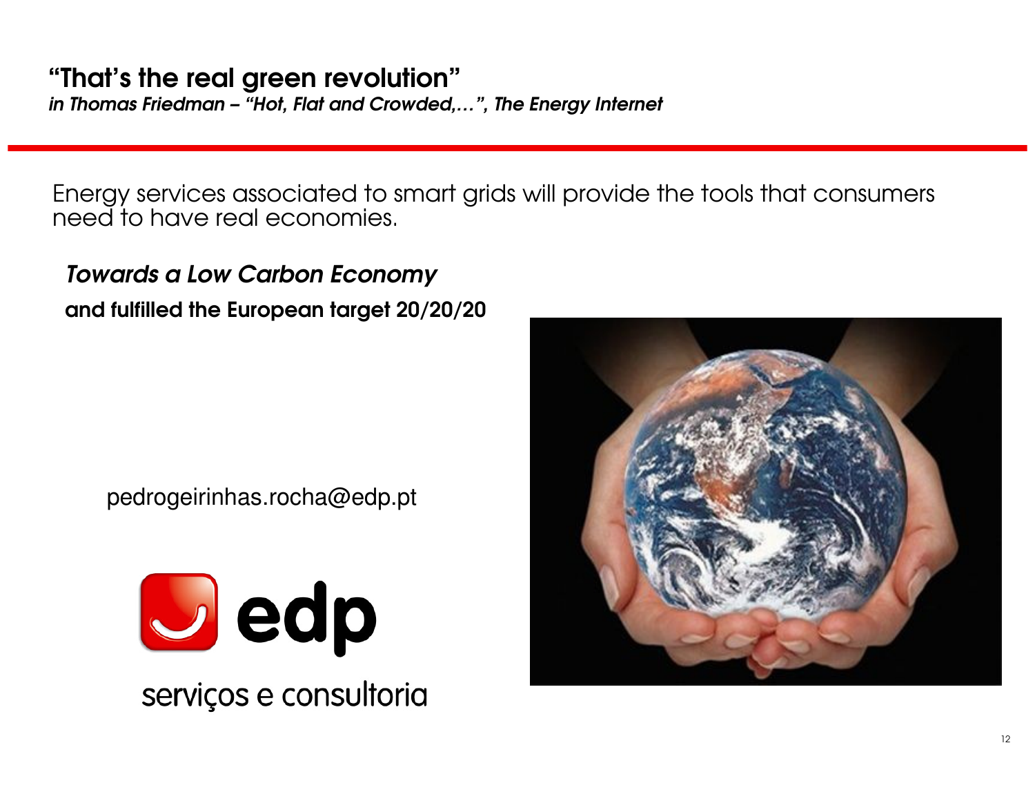## "That's the real green revolution"

***in Thomas Friedman – "Hot, Flat and Crowded,…", The Energy Internet***

Energy services associated to smart grids will provide the tools that consumers need to have real economies.

***Towards a Low Carbon Economy***

**and fulfilled the European target 20/20/20**

pedrogeirinhas.rocha@edp.pt

edp

serviços e consultoria